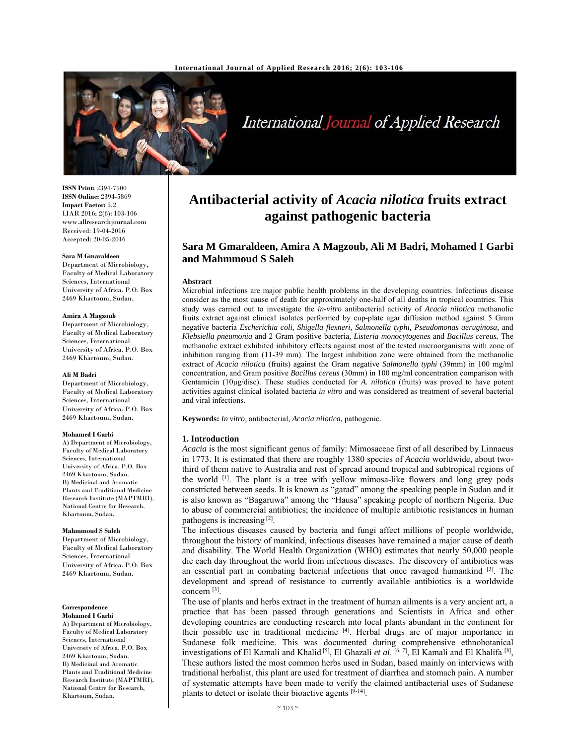# Antibacterial activity of *Acacia nilotica* fruits extract against pathogenic bacteria

**Sara M Gmaraldeen, Amira A Magzoub, Ali M Badri, Mohamed I Garbi and Mahmmoud S Saleh**

**ISSN Print:** 2394-7500
**ISSN Online:** 2394-5869
**Impact Factor:** 5.2
IJAR 2016; 2(6): 103-106
www.allresearchjournal.com
Received: 19-04-2016
Accepted: 20-05-2016

**Sara M Gmaraldeen**
Department of Microbiology, Faculty of Medical Laboratory Sciences, International University of Africa. P.O. Box 2469 Khartoum, Sudan.

**Amira A Magzoub**
Department of Microbiology, Faculty of Medical Laboratory Sciences, International University of Africa. P.O. Box 2469 Khartoum, Sudan.

**Ali M Badri**
Department of Microbiology, Faculty of Medical Laboratory Sciences, International University of Africa. P.O. Box 2469 Khartoum, Sudan.

**Mohamed I Garbi**
A) Department of Microbiology, Faculty of Medical Laboratory Sciences, International University of Africa. P.O. Box 2469 Khartoum, Sudan.
B) Medicinal and Aromatic Plants and Traditional Medicine Research Institute (MAPTMRI), National Centre for Research, Khartoum, Sudan.

**Mahmmoud S Saleh**
Department of Microbiology, Faculty of Medical Laboratory Sciences, International University of Africa. P.O. Box 2469 Khartoum, Sudan.

**Correspondence**
**Mohamed I Garbi**
A) Department of Microbiology, Faculty of Medical Laboratory Sciences, International University of Africa. P.O. Box 2469 Khartoum, Sudan.
B) Medicinal and Aromatic Plants and Traditional Medicine Research Institute (MAPTMRI), National Centre for Research, Khartoum, Sudan.

## Abstract

Microbial infections are major public health problems in the developing countries. Infectious disease consider as the most cause of death for approximately one-half of all deaths in tropical countries. This study was carried out to investigate the *in-vitro* antibacterial activity of *Acacia nilotica* methanolic fruits extract against clinical isolates performed by cup-plate agar diffusion method against 5 Gram negative bacteria *Escherichia coli, Shigella flexneri, Salmonella typhi, Pseudomonas aeruginosa,* and *Klebsiella pneumonia* and 2 Gram positive bacteria, *Listeria monocytogenes* and *Bacillus cereus.* The methanolic extract exhibited inhibitory effects against most of the tested microorganisms with zone of inhibition ranging from (11-39 mm). The largest inhibition zone were obtained from the methanolic extract of *Acacia nilotica* (fruits) against the Gram negative *Salmonella typhi* (39mm) in 100 mg/ml concentration, and Gram positive *Bacillus cereus* (30mm) in 100 mg/ml concentration comparison with Gentamicin (10µg/disc). These studies conducted for *A. nilotica* (fruits) was proved to have potent activities against clinical isolated bacteria *in vitro* and was considered as treatment of several bacterial and viral infections.

**Keywords:** *In vitro*, antibacterial, *Acacia nilotica,* pathogenic.

## 1. Introduction

*Acacia* is the most significant genus of family: Mimosaceae first of all described by Linnaeus in 1773. It is estimated that there are roughly 1380 species of *Acacia* worldwide, about two-third of them native to Australia and rest of spread around tropical and subtropical regions of the world [1]. The plant is a tree with yellow mimosa-like flowers and long grey pods constricted between seeds. It is known as "garad" among the speaking people in Sudan and it is also known as "Bagaruwa" among the "Hausa" speaking people of northern Nigeria. Due to abuse of commercial antibiotics; the incidence of multiple antibiotic resistances in human pathogens is increasing [2].

The infectious diseases caused by bacteria and fungi affect millions of people worldwide, throughout the history of mankind, infectious diseases have remained a major cause of death and disability. The World Health Organization (WHO) estimates that nearly 50,000 people die each day throughout the world from infectious diseases. The discovery of antibiotics was an essential part in combating bacterial infections that once ravaged humankind [3]. The development and spread of resistance to currently available antibiotics is a worldwide concern [3].

The use of plants and herbs extract in the treatment of human ailments is a very ancient art, a practice that has been passed through generations and Scientists in Africa and other developing countries are conducting research into local plants abundant in the continent for their possible use in traditional medicine [4]. Herbal drugs are of major importance in Sudanese folk medicine. This was documented during comprehensive ethnobotanical investigations of El Kamali and Khalid [5], El Ghazali *et al*. [6, 7], El Kamali and El Khalifa [8], These authors listed the most common herbs used in Sudan, based mainly on interviews with traditional herbalist, this plant are used for treatment of diarrhea and stomach pain. A number of systematic attempts have been made to verify the claimed antibacterial uses of Sudanese plants to detect or isolate their bioactive agents [9-14].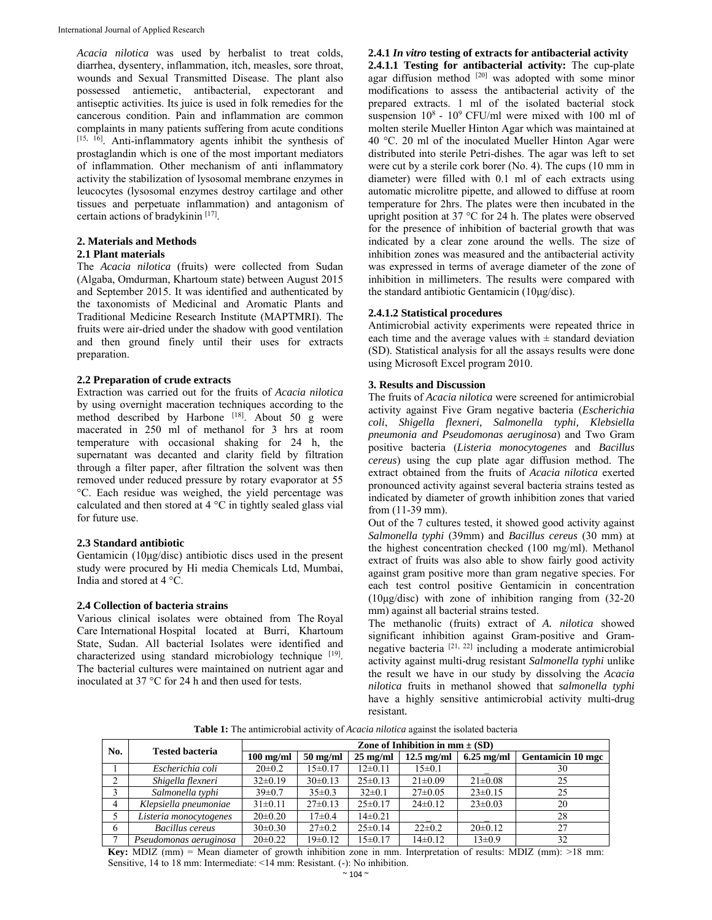*Acacia nilotica* was used by herbalist to treat colds, diarrhea, dysentery, inflammation, itch, measles, sore throat, wounds and Sexual Transmitted Disease. The plant also possessed antiemetic, antibacterial, expectorant and antiseptic activities. Its juice is used in folk remedies for the cancerous condition. Pain and inflammation are common complaints in many patients suffering from acute conditions [15, 16]. Anti-inflammatory agents inhibit the synthesis of prostaglandin which is one of the most important mediators of inflammation. Other mechanism of anti inflammatory activity the stabilization of lysosomal membrane enzymes in leucocytes (lysosomal enzymes destroy cartilage and other tissues and perpetuate inflammation) and antagonism of certain actions of bradykinin [17].

## 2. Materials and Methods

### 2.1 Plant materials

The *Acacia nilotica* (fruits) were collected from Sudan (Algaba, Omdurman, Khartoum state) between August 2015 and September 2015. It was identified and authenticated by the taxonomists of Medicinal and Aromatic Plants and Traditional Medicine Research Institute (MAPTMRI). The fruits were air-dried under the shadow with good ventilation and then ground finely until their uses for extracts preparation.

### 2.2 Preparation of crude extracts

Extraction was carried out for the fruits of *Acacia nilotica* by using overnight maceration techniques according to the method described by Harbone [18]. About 50 g were macerated in 250 ml of methanol for 3 hrs at room temperature with occasional shaking for 24 h, the supernatant was decanted and clarity field by filtration through a filter paper, after filtration the solvent was then removed under reduced pressure by rotary evaporator at 55 °C. Each residue was weighed, the yield percentage was calculated and then stored at 4 °C in tightly sealed glass vial for future use.

### 2.3 Standard antibiotic

Gentamicin (10μg/disc) antibiotic discs used in the present study were procured by Hi media Chemicals Ltd, Mumbai, India and stored at 4 °C.

### 2.4 Collection of bacteria strains

Various clinical isolates were obtained from The Royal Care International Hospital located at Burri, Khartoum State, Sudan. All bacterial Isolates were identified and characterized using standard microbiology technique [19]. The bacterial cultures were maintained on nutrient agar and inoculated at 37 °C for 24 h and then used for tests.

#### 2.4.1 *In vitro* testing of extracts for antibacterial activity

**2.4.1.1 Testing for antibacterial activity:** The cup-plate agar diffusion method [20] was adopted with some minor modifications to assess the antibacterial activity of the prepared extracts. 1 ml of the isolated bacterial stock suspension $10^8$ - $10^9$ CFU/ml were mixed with 100 ml of molten sterile Mueller Hinton Agar which was maintained at 40 °C. 20 ml of the inoculated Mueller Hinton Agar were distributed into sterile Petri-dishes. The agar was left to set were cut by a sterile cork borer (No. 4). The cups (10 mm in diameter) were filled with 0.1 ml of each extracts using automatic microlitre pipette, and allowed to diffuse at room temperature for 2hrs. The plates were then incubated in the upright position at 37 °C for 24 h. The plates were observed for the presence of inhibition of bacterial growth that was indicated by a clear zone around the wells. The size of inhibition zones was measured and the antibacterial activity was expressed in terms of average diameter of the zone of inhibition in millimeters. The results were compared with the standard antibiotic Gentamicin (10μg/disc).

#### 2.4.1.2 Statistical procedures

Antimicrobial activity experiments were repeated thrice in each time and the average values with ± standard deviation (SD). Statistical analysis for all the assays results were done using Microsoft Excel program 2010.

## 3. Results and Discussion

The fruits of *Acacia nilotica* were screened for antimicrobial activity against Five Gram negative bacteria (*Escherichia coli*, *Shigella flexneri, Salmonella typhi, Klebsiella pneumonia and Pseudomonas aeruginosa*) and Two Gram positive bacteria (*Listeria monocytogenes* and *Bacillus cereus*) using the cup plate agar diffusion method. The extract obtained from the fruits of *Acacia nilotica* exerted pronounced activity against several bacteria strains tested as indicated by diameter of growth inhibition zones that varied from (11-39 mm).

Out of the 7 cultures tested, it showed good activity against *Salmonella typhi* (39mm) and *Bacillus cereus* (30 mm) at the highest concentration checked (100 mg/ml). Methanol extract of fruits was also able to show fairly good activity against gram positive more than gram negative species. For each test control positive Gentamicin in concentration (10μg/disc) with zone of inhibition ranging from (32-20 mm) against all bacterial strains tested.

The methanolic (fruits) extract of *A. nilotica* showed significant inhibition against Gram-positive and Gram-negative bacteria [21, 22] including a moderate antimicrobial activity against multi-drug resistant *Salmonella typhi* unlike the result we have in our study by dissolving the *Acacia nilotica* fruits in methanol showed that *salmonella typhi* have a highly sensitive antimicrobial activity multi-drug resistant.

**Table 1:** The antimicrobial activity of *Acacia nilotica* against the isolated bacteria

| No. | Tested bacteria | Zone of Inhibition in mm ± (SD) | | | | | |
|---|---|---|---|---|---|---|---|
| | | 100 mg/ml | 50 mg/ml | 25 mg/ml | 12.5 mg/ml | 6.25 mg/ml | Gentamicin 10 mgc |
| 1 | *Escherichia coli* | 20±0.2 | 15±0.17 | 12±0.11 | 15±0.1 | _ | 30 |
| 2 | *Shigella flexneri* | 32±0.19 | 30±0.13 | 25±0.13 | 21±0.09 | 21±0.08 | 25 |
| 3 | *Salmonella typhi* | 39±0.7 | 35±0.3 | 32±0.1 | 27±0.05 | 23±0.15 | 25 |
| 4 | *Klepsiella pneumoniae* | 31±0.11 | 27±0.13 | 25±0.17 | 24±0.12 | 23±0.03 | 20 |
| 5 | *Listeria monocytogenes* | 20±0.20 | 17±0.4 | 14±0.21 | _ | _ | 28 |
| 6 | *Bacillus cereus* | 30±0.30 | 27±0.2 | 25±0.14 | 22±0.2 | 20±0.12 | 27 |
| 7 | *Pseudomonas aeruginosa* | 20±0.22 | 19±0.12 | 15±0.17 | 14±0.12 | 13±0.9 | 32 |

**Key:** MDIZ (mm) = Mean diameter of growth inhibition zone in mm. Interpretation of results: MDIZ (mm): >18 mm: Sensitive, 14 to 18 mm: Intermediate: <14 mm: Resistant. (-): No inhibition.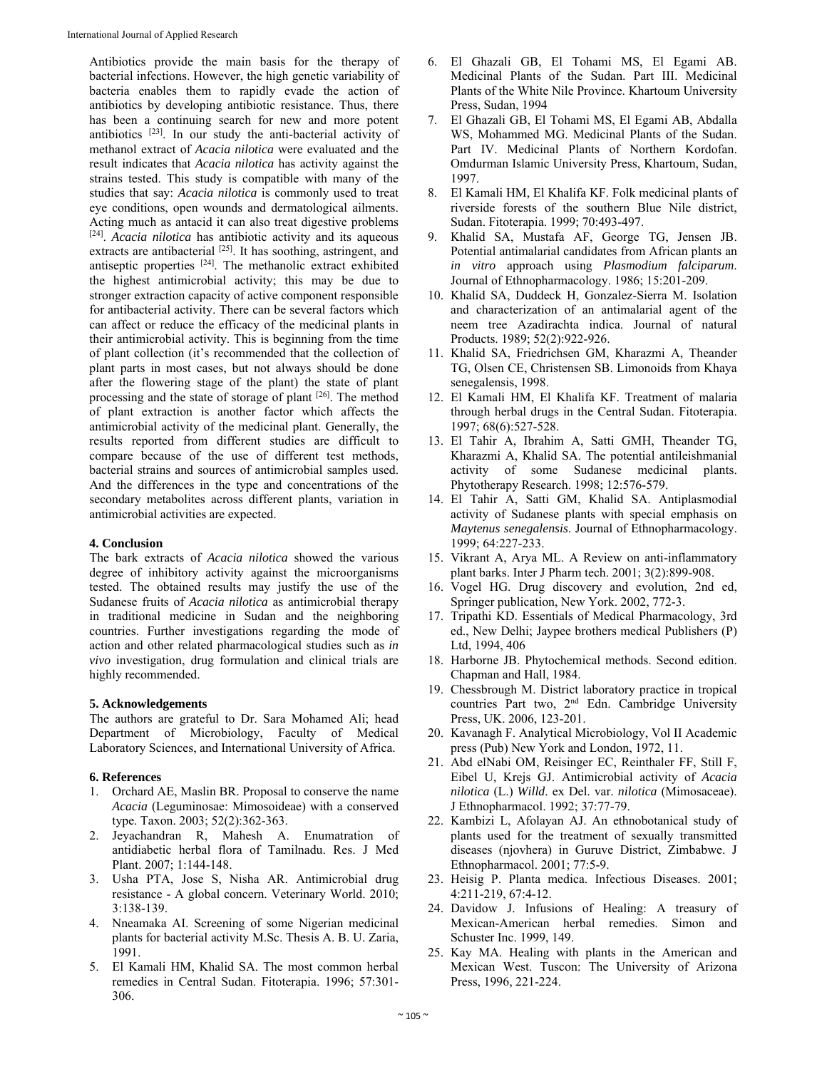Antibiotics provide the main basis for the therapy of bacterial infections. However, the high genetic variability of bacteria enables them to rapidly evade the action of antibiotics by developing antibiotic resistance. Thus, there has been a continuing search for new and more potent antibiotics [23]. In our study the anti-bacterial activity of methanol extract of *Acacia nilotica* were evaluated and the result indicates that *Acacia nilotica* has activity against the strains tested. This study is compatible with many of the studies that say: *Acacia nilotica* is commonly used to treat eye conditions, open wounds and dermatological ailments. Acting much as antacid it can also treat digestive problems [24]. *Acacia nilotica* has antibiotic activity and its aqueous extracts are antibacterial [25]. It has soothing, astringent, and antiseptic properties [24]. The methanolic extract exhibited the highest antimicrobial activity; this may be due to stronger extraction capacity of active component responsible for antibacterial activity. There can be several factors which can affect or reduce the efficacy of the medicinal plants in their antimicrobial activity. This is beginning from the time of plant collection (it's recommended that the collection of plant parts in most cases, but not always should be done after the flowering stage of the plant) the state of plant processing and the state of storage of plant [26]. The method of plant extraction is another factor which affects the antimicrobial activity of the medicinal plant. Generally, the results reported from different studies are difficult to compare because of the use of different test methods, bacterial strains and sources of antimicrobial samples used. And the differences in the type and concentrations of the secondary metabolites across different plants, variation in antimicrobial activities are expected.

## 4. Conclusion

The bark extracts of *Acacia nilotica* showed the various degree of inhibitory activity against the microorganisms tested. The obtained results may justify the use of the Sudanese fruits of *Acacia nilotica* as antimicrobial therapy in traditional medicine in Sudan and the neighboring countries. Further investigations regarding the mode of action and other related pharmacological studies such as *in vivo* investigation, drug formulation and clinical trials are highly recommended.

## 5. Acknowledgements

The authors are grateful to Dr. Sara Mohamed Ali; head Department of Microbiology, Faculty of Medical Laboratory Sciences, and International University of Africa.

## 6. References

1. Orchard AE, Maslin BR. Proposal to conserve the name *Acacia* (Leguminosae: Mimosoideae) with a conserved type. Taxon. 2003; 52(2):362-363.
2. Jeyachandran R, Mahesh A. Enumatration of antidiabetic herbal flora of Tamilnadu. Res. J Med Plant. 2007; 1:144-148.
3. Usha PTA, Jose S, Nisha AR. Antimicrobial drug resistance - A global concern. Veterinary World. 2010; 3:138-139.
4. Nneamaka AI. Screening of some Nigerian medicinal plants for bacterial activity M.Sc. Thesis A. B. U. Zaria, 1991.
5. El Kamali HM, Khalid SA. The most common herbal remedies in Central Sudan. Fitoterapia. 1996; 57:301-306.
6. El Ghazali GB, El Tohami MS, El Egami AB. Medicinal Plants of the Sudan. Part III. Medicinal Plants of the White Nile Province. Khartoum University Press, Sudan, 1994
7. El Ghazali GB, El Tohami MS, El Egami AB, Abdalla WS, Mohammed MG. Medicinal Plants of the Sudan. Part IV. Medicinal Plants of Northern Kordofan. Omdurman Islamic University Press, Khartoum, Sudan, 1997.
8. El Kamali HM, El Khalifa KF. Folk medicinal plants of riverside forests of the southern Blue Nile district, Sudan. Fitoterapia. 1999; 70:493-497.
9. Khalid SA, Mustafa AF, George TG, Jensen JB. Potential antimalarial candidates from African plants an *in vitro* approach using *Plasmodium falciparum*. Journal of Ethnopharmacology. 1986; 15:201-209.
10. Khalid SA, Duddeck H, Gonzalez-Sierra M. Isolation and characterization of an antimalarial agent of the neem tree Azadirachta indica. Journal of natural Products. 1989; 52(2):922-926.
11. Khalid SA, Friedrichsen GM, Kharazmi A, Theander TG, Olsen CE, Christensen SB. Limonoids from Khaya senegalensis, 1998.
12. El Kamali HM, El Khalifa KF. Treatment of malaria through herbal drugs in the Central Sudan. Fitoterapia. 1997; 68(6):527-528.
13. El Tahir A, Ibrahim A, Satti GMH, Theander TG, Kharazmi A, Khalid SA. The potential antileishmanial activity of some Sudanese medicinal plants. Phytotherapy Research. 1998; 12:576-579.
14. El Tahir A, Satti GM, Khalid SA. Antiplasmodial activity of Sudanese plants with special emphasis on *Maytenus senegalensis*. Journal of Ethnopharmacology. 1999; 64:227-233.
15. Vikrant A, Arya ML. A Review on anti-inflammatory plant barks. Inter J Pharm tech. 2001; 3(2):899-908.
16. Vogel HG. Drug discovery and evolution, 2nd ed, Springer publication, New York. 2002, 772-3.
17. Tripathi KD. Essentials of Medical Pharmacology, 3rd ed., New Delhi; Jaypee brothers medical Publishers (P) Ltd, 1994, 406
18. Harborne JB. Phytochemical methods. Second edition. Chapman and Hall, 1984.
19. Chessbrough M. District laboratory practice in tropical countries Part two, 2nd Edn. Cambridge University Press, UK. 2006, 123-201.
20. Kavanagh F. Analytical Microbiology, Vol II Academic press (Pub) New York and London, 1972, 11.
21. Abd elNabi OM, Reisinger EC, Reinthaler FF, Still F, Eibel U, Krejs GJ. Antimicrobial activity of *Acacia nilotica* (L.) *Willd*. ex Del. var. *nilotica* (Mimosaceae). J Ethnopharmacol. 1992; 37:77-79.
22. Kambizi L, Afolayan AJ. An ethnobotanical study of plants used for the treatment of sexually transmitted diseases (njovhera) in Guruve District, Zimbabwe. J Ethnopharmacol. 2001; 77:5-9.
23. Heisig P. Planta medica. Infectious Diseases. 2001; 4:211-219, 67:4-12.
24. Davidow J. Infusions of Healing: A treasury of Mexican-American herbal remedies. Simon and Schuster Inc. 1999, 149.
25. Kay MA. Healing with plants in the American and Mexican West. Tuscon: The University of Arizona Press, 1996, 221-224.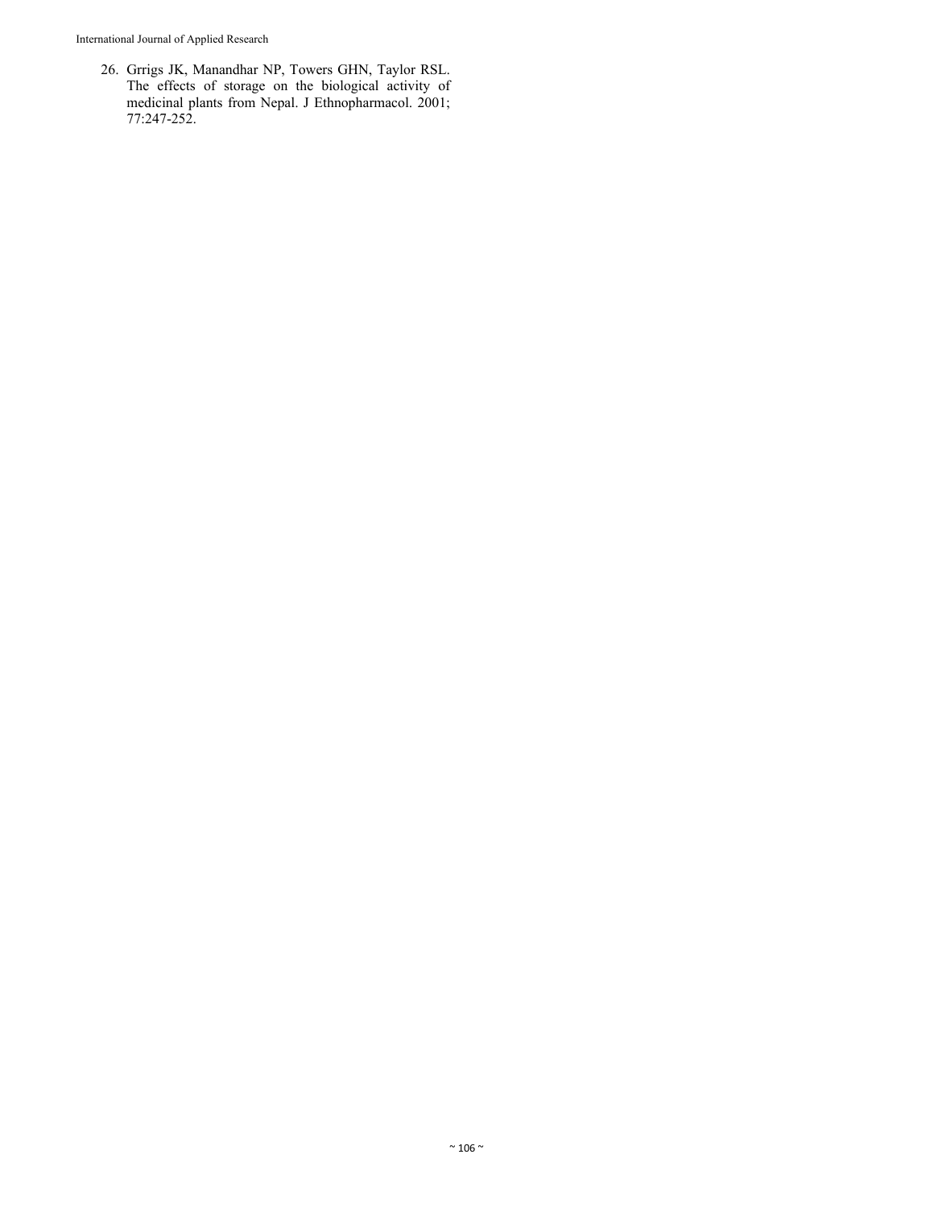26. Grrigs JK, Manandhar NP, Towers GHN, Taylor RSL. The effects of storage on the biological activity of medicinal plants from Nepal. J Ethnopharmacol. 2001; 77:247-252.